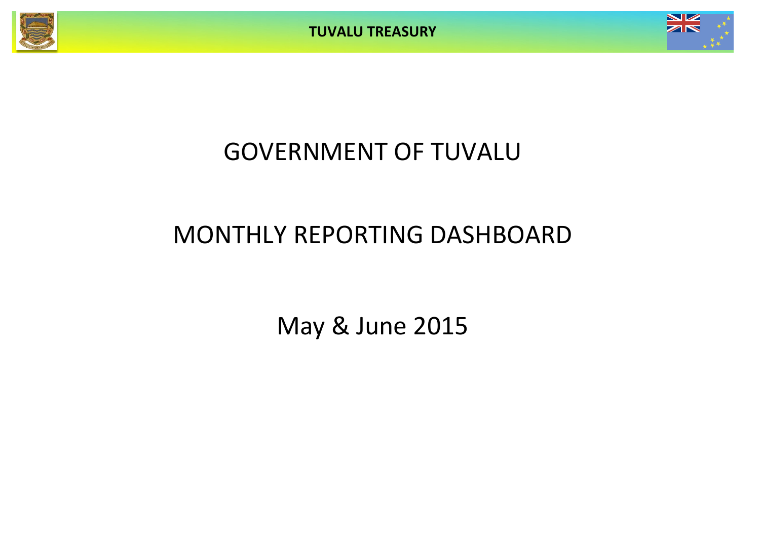TUVALU TREASURY

# GOVERNMENT OF TUVALU

# MONTHLY REPORTING DASHBOARD

## May & June 2015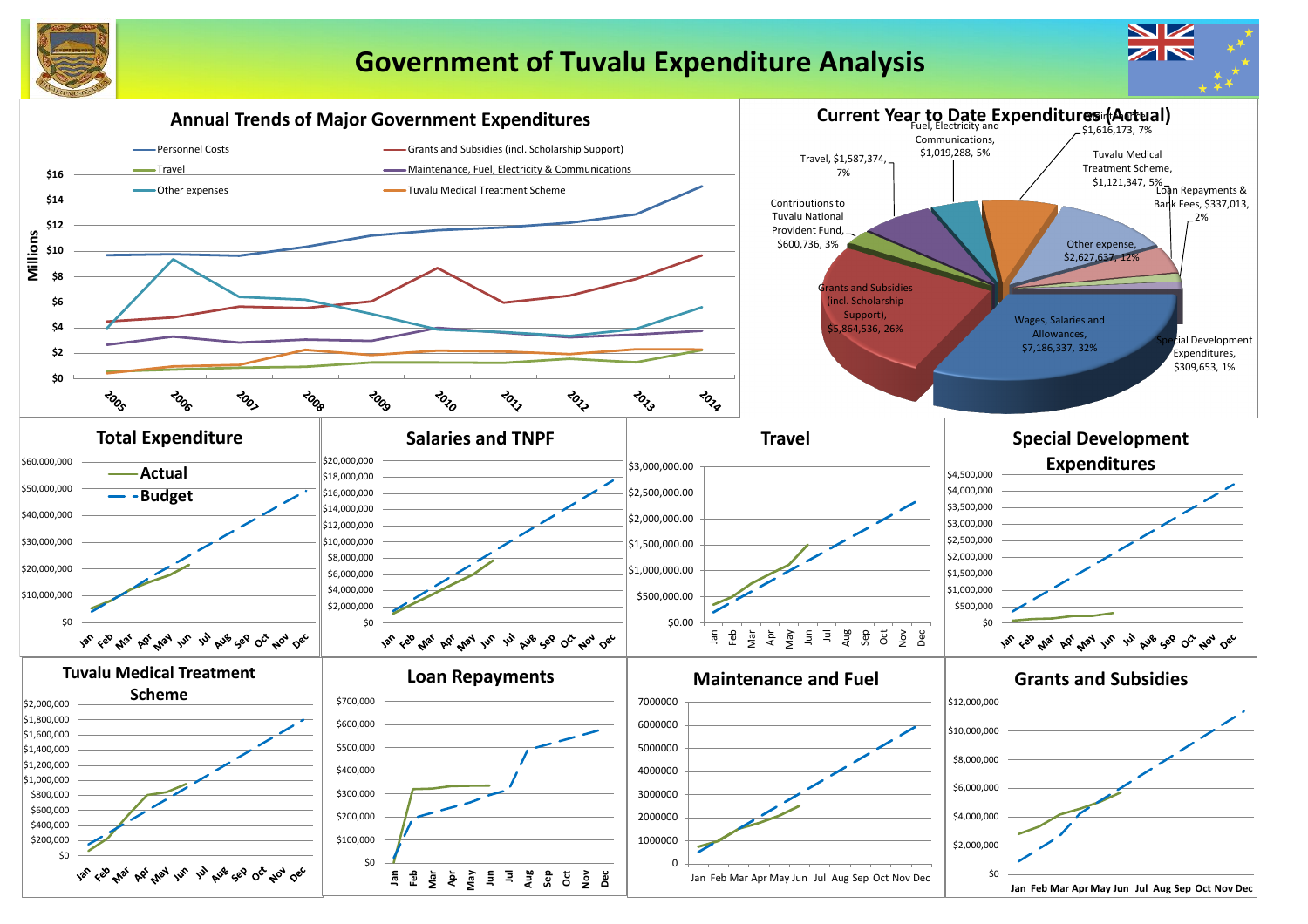# Government of Tuvalu Expenditure Analysis

## Annual Trends of Major Government Expenditures

Millions

- Personnel Costs
- Grants and Subsidies (incl. Scholarship Support)
- Travel
- Maintenance, Fuel, Electricity & Communications
- Other expenses
- Tuvalu Medical Treatment Scheme

$16, $14, $12, $10, $8, $6, $4, $2, $0

2005, 2006, 2007, 2008, 2009, 2010, 2011, 2012, 2013, 2014

## Current Year to Date Expenditures (Actual)

- Maintenance, $1,616,173, 7%
- Fuel, Electricity and Communications, $1,019,288, 5%
- Travel, $1,587,374, 7%
- Tuvalu Medical Treatment Scheme, $1,121,347, 5%
- Loan Repayments & Bank Fees, $337,013, 2%
- Contributions to Tuvalu National Provident Fund, $600,736, 3%
- Other expense, $2,627,637, 12%
- Grants and Subsidies (incl. Scholarship Support), $5,864,536, 26%
- Wages, Salaries and Allowances, $7,186,337, 32%
- Special Development Expenditures, $309,653, 1%

## Total Expenditure

- Actual
- Budget

$60,000,000, $50,000,000, $40,000,000, $30,000,000, $20,000,000, $10,000,000, $0

Jan, Feb, Mar, Apr, May, Jun, Jul, Aug, Sep, Oct, Nov, Dec

## Salaries and TNPF

$20,000,000, $18,000,000, $16,000,000, $14,000,000, $12,000,000, $10,000,000, $8,000,000, $6,000,000, $4,000,000, $2,000,000, $0

Jan, Feb, Mar, Apr, May, Jun, Jul, Aug, Sep, Oct, Nov, Dec

## Travel

$3,000,000.00, $2,500,000.00, $2,000,000.00, $1,500,000.00, $1,000,000.00, $500,000.00, $0.00

Jan, Feb, Mar, Apr, May, Jun, Jul, Aug, Sep, Oct, Nov, Dec

## Special Development Expenditures

$4,500,000, $4,000,000, $3,500,000, $3,000,000, $2,500,000, $2,000,000, $1,500,000, $1,000,000, $500,000, $0

Jan, Feb, Mar, Apr, May, Jun, Jul, Aug, Sep, Oct, Nov, Dec

## Tuvalu Medical Treatment Scheme

$2,000,000, $1,800,000, $1,600,000, $1,400,000, $1,200,000, $1,000,000, $800,000, $600,000, $400,000, $200,000, $0

Jan, Feb, Mar, Apr, May, Jun, Jul, Aug, Sep, Oct, Nov, Dec

## Loan Repayments

$700,000, $600,000, $500,000, $400,000, $300,000, $200,000, $100,000, $0

Jan, Feb, Mar, Apr, May, Jun, Jul, Aug, Sep, Oct, Nov, Dec

## Maintenance and Fuel

7000000, 6000000, 5000000, 4000000, 3000000, 2000000, 1000000, 0

Jan, Feb, Mar, Apr, May, Jun, Jul, Aug, Sep, Oct, Nov, Dec

## Grants and Subsidies

$12,000,000, $10,000,000, $8,000,000, $6,000,000, $4,000,000, $2,000,000, $0

Jan, Feb, Mar, Apr, May, Jun, Jul, Aug, Sep, Oct, Nov, Dec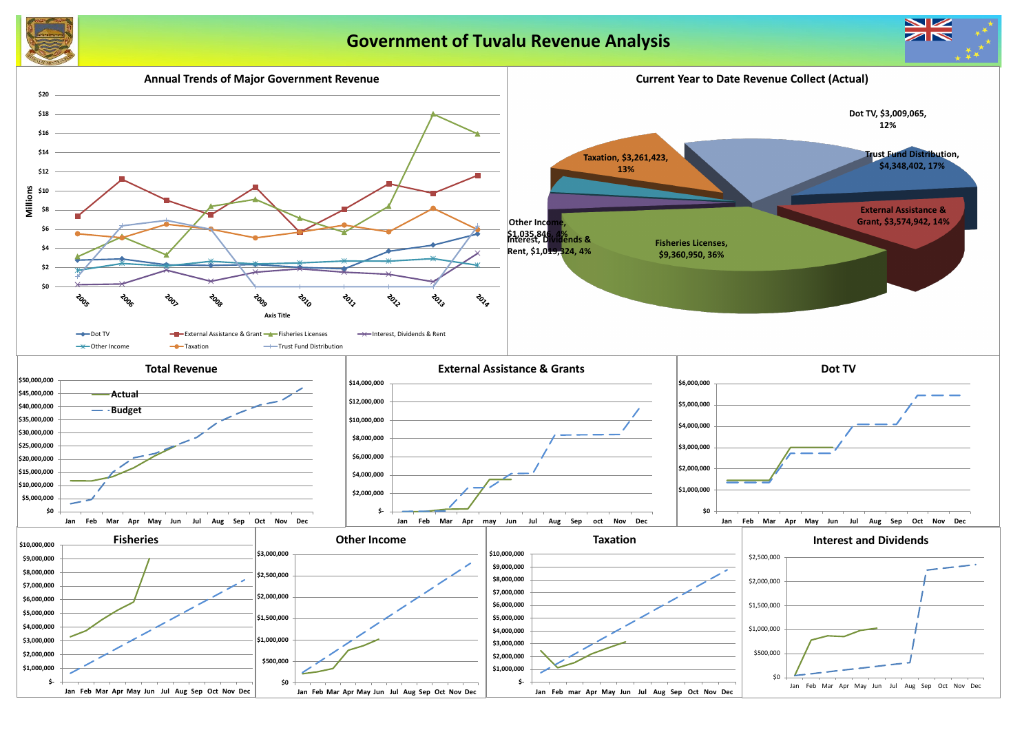# Government of Tuvalu Revenue Analysis

## Annual Trends of Major Government Revenue

Millions

$20, $18, $16, $14, $12, $10, $8, $6, $4, $2, $0

2005, 2006, 2007, 2008, 2009, 2010, 2011, 2012, 2013, 2014

Axis Title

Dot TV, External Assistance & Grant, Fisheries Licenses, Interest, Dividends & Rent, Other Income, Taxation, Trust Fund Distribution

## Current Year to Date Revenue Collect (Actual)

- Dot TV, $3,009,065, 12%
- Trust Fund Distribution, $4,348,402, 17%
- External Assistance & Grant, $3,574,942, 14%
- Fisheries Licenses, $9,360,950, 36%
- Interest, Dividends & Rent, $1,019,324, 4%
- Other Income, $1,035,846, 4%
- Taxation, $3,261,423, 13%

## Total Revenue

Actual

Budget

$50,000,000, $45,000,000, $40,000,000, $35,000,000, $30,000,000, $25,000,000, $20,000,000, $15,000,000, $10,000,000, $5,000,000, $0

Jan, Feb, Mar, Apr, May, Jun, Jul, Aug, Sep, Oct, Nov, Dec

## External Assistance & Grants

$14,000,000, $12,000,000, $10,000,000, $8,000,000, $6,000,000, $4,000,000, $2,000,000, $-

Jan, Feb, Mar, Apr, may, Jun, Jul, Aug, Sep, oct, Nov, Dec

## Dot TV

$6,000,000, $5,000,000, $4,000,000, $3,000,000, $2,000,000, $1,000,000, $0

Jan, Feb, Mar, Apr, May, Jun, Jul, Aug, Sep, Oct, Nov, Dec

## Fisheries

$10,000,000, $9,000,000, $8,000,000, $7,000,000, $6,000,000, $5,000,000, $4,000,000, $3,000,000, $2,000,000, $1,000,000, $-

Jan, Feb, Mar, Apr, May, Jun, Jul, Aug, Sep, Oct, Nov, Dec

## Other Income

$3,000,000, $2,500,000, $2,000,000, $1,500,000, $1,000,000, $500,000, $0

Jan, Feb, Mar, Apr, May, Jun, Jul, Aug, Sep, Oct, Nov, Dec

## Taxation

$10,000,000, $9,000,000, $8,000,000, $7,000,000, $6,000,000, $5,000,000, $4,000,000, $3,000,000, $2,000,000, $1,000,000, $-

Jan, Feb, mar, Apr, May, Jun, Jul, Aug, Sep, Oct, Nov, Dec

## Interest and Dividends

$2,500,000, $2,000,000, $1,500,000, $1,000,000, $500,000, $0

Jan, Feb, Mar, Apr, May, Jun, Jul, Aug, Sep, Oct, Nov, Dec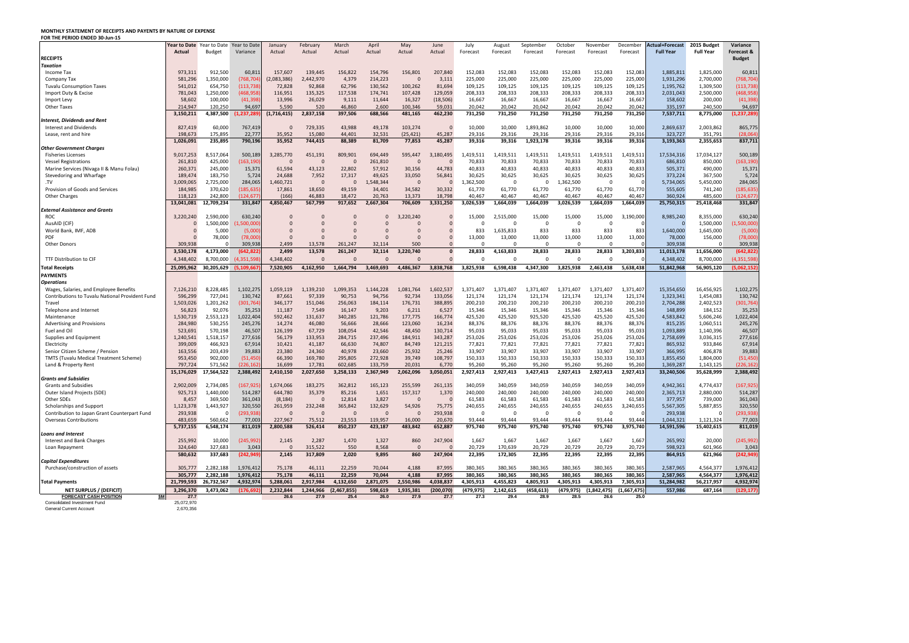**MONTHLY STATEMENT OF RECEIPTS AND PAYENTS BY NATURE OF EXPENSE**
**FOR THE PERIOD ENDED 30-Jun-15**

| | Year to Date Actual | Year to Date Budget | Year to Date Variance | January Actual | February Actual | March Actual | April Actual | May Actual | June Actual | July Forecast | August Forecast | September Forecast | October Forecast | November Forecast | December Forecast | Actual+Forecast Full Year | 2015 Budget Full Year | Variance Forecast & Budget |
|---|---|---|---|---|---|---|---|---|---|---|---|---|---|---|---|---|---|---|
| **RECEIPTS** | | | | | | | | | | | | | | | | | | |
| ***Taxation*** | | | | | | | | | | | | | | | | | | |
| Income Tax | 973,311 | 912,500 | 60,811 | 157,607 | 139,445 | 156,822 | 154,796 | 156,801 | 207,840 | 152,083 | 152,083 | 152,083 | 152,083 | 152,083 | 152,083 | 1,885,811 | 1,825,000 | 60,811 |
| Company Tax | 581,296 | 1,350,000 | (768,704) | (2,083,386) | 2,442,970 | 4,379 | 214,223 | 0 | 3,111 | 225,000 | 225,000 | 225,000 | 225,000 | 225,000 | 225,000 | 1,931,296 | 2,700,000 | (768,704) |
| Tuvalu Consumption Taxes | 541,012 | 654,750 | (113,738) | 72,828 | 92,868 | 62,796 | 130,562 | 100,262 | 81,694 | 109,125 | 109,125 | 109,125 | 109,125 | 109,125 | 109,125 | 1,195,762 | 1,309,500 | (113,738) |
| Import Duty & Excise | 781,043 | 1,250,000 | (468,958) | 116,951 | 135,325 | 117,538 | 174,741 | 107,428 | 129,059 | 208,333 | 208,333 | 208,333 | 208,333 | 208,333 | 208,333 | 2,031,043 | 2,500,000 | (468,958) |
| Import Levy | 58,602 | 100,000 | (41,398) | 13,996 | 26,029 | 9,111 | 11,644 | 16,327 | (18,506) | 16,667 | 16,667 | 16,667 | 16,667 | 16,667 | 16,667 | 158,602 | 200,000 | (41,398) |
| Other Taxes | 214,947 | 120,250 | 94,697 | 5,590 | 520 | 46,860 | 2,600 | 100,346 | 59,031 | 20,042 | 20,042 | 20,042 | 20,042 | 20,042 | 20,042 | 335,197 | 240,500 | 94,697 |
| | 3,150,211 | 4,387,500 | (1,237,289) | (1,716,415) | 2,837,158 | 397,506 | 688,566 | 481,165 | 462,230 | 731,250 | 731,250 | 731,250 | 731,250 | 731,250 | 731,250 | 7,537,711 | 8,775,000 | (1,237,289) |
| ***Interest, Dividends and Rent*** | | | | | | | | | | | | | | | | | | |
| Interest and Dividends | 827,419 | 60,000 | 767,419 | 0 | 729,335 | 43,988 | 49,178 | 103,274 | 0 | 10,000 | 10,000 | 1,893,862 | 10,000 | 10,000 | 10,000 | 2,869,637 | 2,003,862 | 865,775 |
| Lease, rent and hire | 198,673 | 175,895 | 22,777 | 35,952 | 15,080 | 44,401 | 32,531 | (25,421) | 45,287 | 29,316 | 29,316 | 29,316 | 29,316 | 29,316 | 29,316 | 323,727 | 351,791 | (28,064) |
| | 1,026,091 | 235,895 | 790,196 | 35,952 | 744,415 | 88,389 | 81,709 | 77,853 | 45,287 | 39,316 | 39,316 | 1,923,178 | 39,316 | 39,316 | 39,316 | 3,193,363 | 2,355,653 | 837,711 |
| ***Other Government Charges*** | | | | | | | | | | | | | | | | | | |
| Fisheries Licenses | 9,017,253 | 8,517,064 | 500,189 | 3,285,770 | 451,191 | 809,901 | 694,449 | 595,447 | 3,180,495 | 1,419,511 | 1,419,511 | 1,419,511 | 1,419,511 | 1,419,511 | 1,419,511 | 17,534,316 | 17,034,127 | 500,189 |
| Vessel Registrations | 261,810 | 425,000 | (163,190) | 0 | 0 | 0 | 261,810 | 0 | 0 | 70,833 | 70,833 | 70,833 | 70,833 | 70,833 | 70,833 | 686,810 | 850,000 | (163,190) |
| Marine Services (Nivaga II & Manu Folau) | 260,371 | 245,000 | 15,371 | 61,594 | 43,123 | 22,802 | 57,912 | 30,156 | 44,783 | 40,833 | 40,833 | 40,833 | 40,833 | 40,833 | 40,833 | 505,371 | 490,000 | 15,371 |
| Stevedoring and Wharfage | 189,474 | 183,750 | 5,724 | 24,688 | 7,952 | 17,317 | 49,625 | 33,050 | 56,841 | 30,625 | 30,625 | 30,625 | 30,625 | 30,625 | 30,625 | 373,224 | 367,500 | 5,724 |
| .TV | 3,009,065 | 2,725,000 | 284,065 | 1,460,721 | 0 | 0 | 1,548,344 | 0 | 0 | 1,362,500 | 0 | 0 | 1,362,500 | 0 | 0 | 5,734,065 | 5,450,000 | 284,065 |
| Provision of Goods and Services | 184,985 | 370,620 | (185,635) | 17,861 | 18,650 | 49,159 | 34,401 | 34,582 | 30,332 | 61,770 | 61,770 | 61,770 | 61,770 | 61,770 | 61,770 | 555,605 | 741,240 | (185,635) |
| Other Charges | 118,123 | 242,800 | (124,677) | (166) | 46,883 | 18,472 | 20,763 | 13,373 | 18,798 | 40,467 | 40,467 | 40,467 | 40,467 | 40,467 | 40,467 | 360,924 | 485,600 | (124,677) |
| | 13,041,081 | 12,709,234 | 331,847 | 4,850,467 | 567,799 | 917,652 | 2,667,304 | 706,609 | 3,331,250 | 3,026,539 | 1,664,039 | 1,664,039 | 3,026,539 | 1,664,039 | 1,664,039 | 25,750,315 | 25,418,468 | 331,847 |
| ***External Assistance and Grants*** | | | | | | | | | | | | | | | | | | |
| ROC | 3,220,240 | 2,590,000 | 630,240 | 0 | 0 | 0 | 0 | 3,220,240 | 0 | 15,000 | 2,515,000 | 15,000 | 15,000 | 15,000 | 3,190,000 | 8,985,240 | 8,355,000 | 630,240 |
| AusAID (CIF) | 0 | 1,500,000 | (1,500,000) | 0 | 0 | 0 | 0 | 0 | 0 | 0 | 0 | 0 | 0 | 0 | 0 | 0 | 1,500,000 | (1,500,000) |
| World Bank, IMF, ADB | 0 | 5,000 | (5,000) | 0 | 0 | 0 | 0 | 0 | 0 | 833 | 1,635,833 | 833 | 833 | 833 | 833 | 1,640,000 | 1,645,000 | (5,000) |
| PDF | 0 | 78,000 | (78,000) | 0 | 0 | 0 | 0 | 0 | 0 | 13,000 | 13,000 | 13,000 | 13,000 | 13,000 | 13,000 | 78,000 | 156,000 | (78,000) |
| Other Donors | 309,938 | 0 | 309,938 | 2,499 | 13,578 | 261,247 | 32,114 | 500 | 0 | 0 | 0 | 0 | 0 | 0 | 0 | 309,938 | 0 | 309,938 |
| | 3,530,178 | 4,173,000 | (642,822) | 2,499 | 13,578 | 261,247 | 32,114 | 3,220,740 | 0 | 28,833 | 4,163,833 | 28,833 | 28,833 | 28,833 | 3,203,833 | 11,013,178 | 11,656,000 | (642,822) |
| TTF Distribution to CIF | 4,348,402 | 8,700,000 | (4,351,598) | 4,348,402 | 0 | 0 | 0 | 0 | 0 | 0 | 0 | 0 | 0 | 0 | 0 | 4,348,402 | 8,700,000 | (4,351,598) |
| **Total Receipts** | 25,095,962 | 30,205,629 | (5,109,667) | 7,520,905 | 4,162,950 | 1,664,794 | 3,469,693 | 4,486,367 | 3,838,768 | 3,825,938 | 6,598,438 | 4,347,300 | 3,825,938 | 2,463,438 | 5,638,438 | 51,842,968 | 56,905,120 | (5,062,152) |
| **PAYMENTS** | | | | | | | | | | | | | | | | | | |
| ***Operations*** | | | | | | | | | | | | | | | | | | |
| Wages, Salaries, and Employee Benefits | 7,126,210 | 8,228,485 | 1,102,275 | 1,059,119 | 1,139,210 | 1,099,353 | 1,144,228 | 1,081,764 | 1,602,537 | 1,371,407 | 1,371,407 | 1,371,407 | 1,371,407 | 1,371,407 | 1,371,407 | 15,354,650 | 16,456,925 | 1,102,275 |
| Contributions to Tuvalu National Provident Fund | 596,299 | 727,041 | 130,742 | 87,661 | 97,339 | 90,753 | 94,756 | 92,734 | 133,056 | 121,174 | 121,174 | 121,174 | 121,174 | 121,174 | 121,174 | 1,323,341 | 1,454,083 | 130,742 |
| Travel | 1,503,026 | 1,201,262 | (301,764) | 346,177 | 151,046 | 256,063 | 184,114 | 176,731 | 388,895 | 200,210 | 200,210 | 200,210 | 200,210 | 200,210 | 200,210 | 2,704,288 | 2,402,523 | (301,764) |
| Telephone and Internet | 56,823 | 92,076 | 35,253 | 11,187 | 7,549 | 16,147 | 9,203 | 6,211 | 6,527 | 15,346 | 15,346 | 15,346 | 15,346 | 15,346 | 15,346 | 148,899 | 184,152 | 35,253 |
| Maintenance | 1,530,719 | 2,553,123 | 1,022,404 | 592,462 | 131,637 | 340,285 | 121,786 | 177,775 | 166,774 | 425,520 | 425,520 | 925,520 | 425,520 | 425,520 | 425,520 | 4,583,842 | 5,606,246 | 1,022,404 |
| Advertising and Provisions | 284,980 | 530,255 | 245,276 | 14,274 | 46,080 | 56,666 | 28,666 | 123,060 | 16,234 | 88,376 | 88,376 | 88,376 | 88,376 | 88,376 | 88,376 | 815,235 | 1,060,511 | 245,276 |
| Fuel and Oil | 523,691 | 570,198 | 46,507 | 126,199 | 67,729 | 108,054 | 42,546 | 48,450 | 130,714 | 95,033 | 95,033 | 95,033 | 95,033 | 95,033 | 95,033 | 1,093,889 | 1,140,396 | 46,507 |
| Supplies and Equipment | 1,240,541 | 1,518,157 | 277,616 | 56,179 | 133,953 | 284,715 | 237,496 | 184,911 | 343,287 | 253,026 | 253,026 | 253,026 | 253,026 | 253,026 | 253,026 | 2,758,699 | 3,036,315 | 277,616 |
| Electricity | 399,009 | 466,923 | 67,914 | 10,421 | 41,187 | 66,630 | 74,807 | 84,749 | 121,215 | 77,821 | 77,821 | 77,821 | 77,821 | 77,821 | 77,821 | 865,932 | 933,846 | 67,914 |
| Senior Citizen Scheme / Pension | 163,556 | 203,439 | 39,883 | 23,380 | 24,360 | 40,978 | 23,660 | 25,932 | 25,246 | 33,907 | 33,907 | 33,907 | 33,907 | 33,907 | 33,907 | 366,995 | 406,878 | 39,883 |
| TMTS (Tuvalu Medical Treatment Scheme) | 953,450 | 902,000 | (51,450) | 66,390 | 169,780 | 295,805 | 272,928 | 39,749 | 108,797 | 150,333 | 150,333 | 150,333 | 150,333 | 150,333 | 150,333 | 1,855,450 | 1,804,000 | (51,450) |
| Land & Property Rent | 797,724 | 571,562 | (226,162) | 16,699 | 17,781 | 602,685 | 133,759 | 20,031 | 6,770 | 95,260 | 95,260 | 95,260 | 95,260 | 95,260 | 95,260 | 1,369,287 | 1,143,125 | (226,162) |
| | 15,176,029 | 17,564,522 | 2,388,492 | 2,410,150 | 2,027,650 | 3,258,133 | 2,367,949 | 2,062,096 | 3,050,051 | 2,927,413 | 2,927,413 | 3,427,413 | 2,927,413 | 2,927,413 | 2,927,413 | 33,240,506 | 35,628,999 | 2,388,492 |
| ***Grants and Subsidies*** | | | | | | | | | | | | | | | | | | |
| Grants and Subsidies | 2,902,009 | 2,734,085 | (167,925) | 1,674,066 | 183,275 | 362,812 | 165,123 | 255,599 | 261,135 | 340,059 | 340,059 | 340,059 | 340,059 | 340,059 | 340,059 | 4,942,361 | 4,774,437 | (167,925) |
| Outer Island Projects (SDE) | 925,713 | 1,440,000 | 514,287 | 644,780 | 35,379 | 85,216 | 1,651 | 157,317 | 1,370 | 240,000 | 240,000 | 240,000 | 240,000 | 240,000 | 240,000 | 2,365,713 | 2,880,000 | 514,287 |
| Other SDEs | 8,457 | 369,500 | 361,043 | (8,184) | 0 | 12,814 | 3,827 | 0 | 0 | 61,583 | 61,583 | 61,583 | 61,583 | 61,583 | 61,583 | 377,957 | 739,000 | 361,043 |
| Scholarships and Support | 1,123,378 | 1,443,927 | 320,550 | 261,959 | 232,248 | 365,842 | 132,629 | 54,926 | 75,775 | 240,655 | 240,655 | 240,655 | 240,655 | 240,655 | 3,240,655 | 5,567,305 | 5,887,855 | 320,550 |
| Contribution to Japan Grant Counterpart Fund | 293,938 | 0 | (293,938) | 0 | 0 | 0 | 0 | 0 | 293,938 | 0 | 0 | 0 | 0 | 0 | 0 | 293,938 | 0 | (293,938) |
| Overseas Contributions | 483,659 | 560,662 | 77,003 | 227,967 | 75,512 | 23,553 | 119,957 | 16,000 | 20,670 | 93,444 | 93,444 | 93,444 | 93,444 | 93,444 | 93,444 | 1,044,321 | 1,121,324 | 77,003 |
| | 5,737,155 | 6,548,174 | 811,019 | 2,800,588 | 526,414 | 850,237 | 423,187 | 483,842 | 652,887 | 975,740 | 975,740 | 975,740 | 975,740 | 975,740 | 3,975,740 | 14,591,596 | 15,402,615 | 811,019 |
| ***Loans and Interest*** | | | | | | | | | | | | | | | | | | |
| Interest and Bank Charges | 255,992 | 10,000 | (245,992) | 2,145 | 2,287 | 1,470 | 1,327 | 860 | 247,904 | 1,667 | 1,667 | 1,667 | 1,667 | 1,667 | 1,667 | 265,992 | 20,000 | (245,992) |
| Loan Repayment | 324,640 | 327,683 | 3,043 | 0 | 315,522 | 550 | 8,568 | 0 | 0 | 20,729 | 170,639 | 20,729 | 20,729 | 20,729 | 20,729 | 598,923 | 601,966 | 3,043 |
| | 580,632 | 337,683 | (242,949) | 2,145 | 317,809 | 2,020 | 9,895 | 860 | 247,904 | 22,395 | 172,305 | 22,395 | 22,395 | 22,395 | 22,395 | 864,915 | 621,966 | (242,949) |
| ***Capital Expenditures*** | | | | | | | | | | | | | | | | | | |
| Purchase/construction of assets | 305,777 | 2,282,188 | 1,976,412 | 75,178 | 46,111 | 22,259 | 70,044 | 4,188 | 87,995 | 380,365 | 380,365 | 380,365 | 380,365 | 380,365 | 380,365 | 2,587,965 | 4,564,377 | 1,976,412 |
| | 305,777 | 2,282,188 | 1,976,412 | 75,178 | 46,111 | 22,259 | 70,044 | 4,188 | 87,995 | 380,365 | 380,365 | 380,365 | 380,365 | 380,365 | 380,365 | 2,587,965 | 4,564,377 | 1,976,412 |
| **Total Payments** | 21,799,593 | 26,732,567 | 4,932,974 | 5,288,061 | 2,917,984 | 4,132,650 | 2,871,075 | 2,550,986 | 4,038,837 | 4,305,913 | 4,455,823 | 4,805,913 | 4,305,913 | 4,305,913 | 7,305,913 | 51,284,982 | 56,217,957 | 4,932,974 |
| **NET SURPLUS / (DEFICIT)** | 3,296,370 | 3,473,062 | (176,692) | 2,232,844 | 1,244,966 | (2,467,855) | 598,619 | 1,935,381 | (200,070) | (479,975) | 2,142,615 | (458,613) | (479,975) | (1,842,475) | (1,667,475) | 557,986 | 687,164 | (129,177) |
| **FORECAST CASH POSITION $M** | 27.7 | | | 26.6 | 27.9 | 25.4 | 26.0 | 27.9 | 27.7 | 27.3 | 29.4 | 28.9 | 28.5 | 26.6 | 25.0 | | | |
| Consolidated Investment Fund | 25,072,970 | | | | | | | | | | | | | | | | | |
| General Current Account | 2,670,356 | | | | | | | | | | | | | | | | | |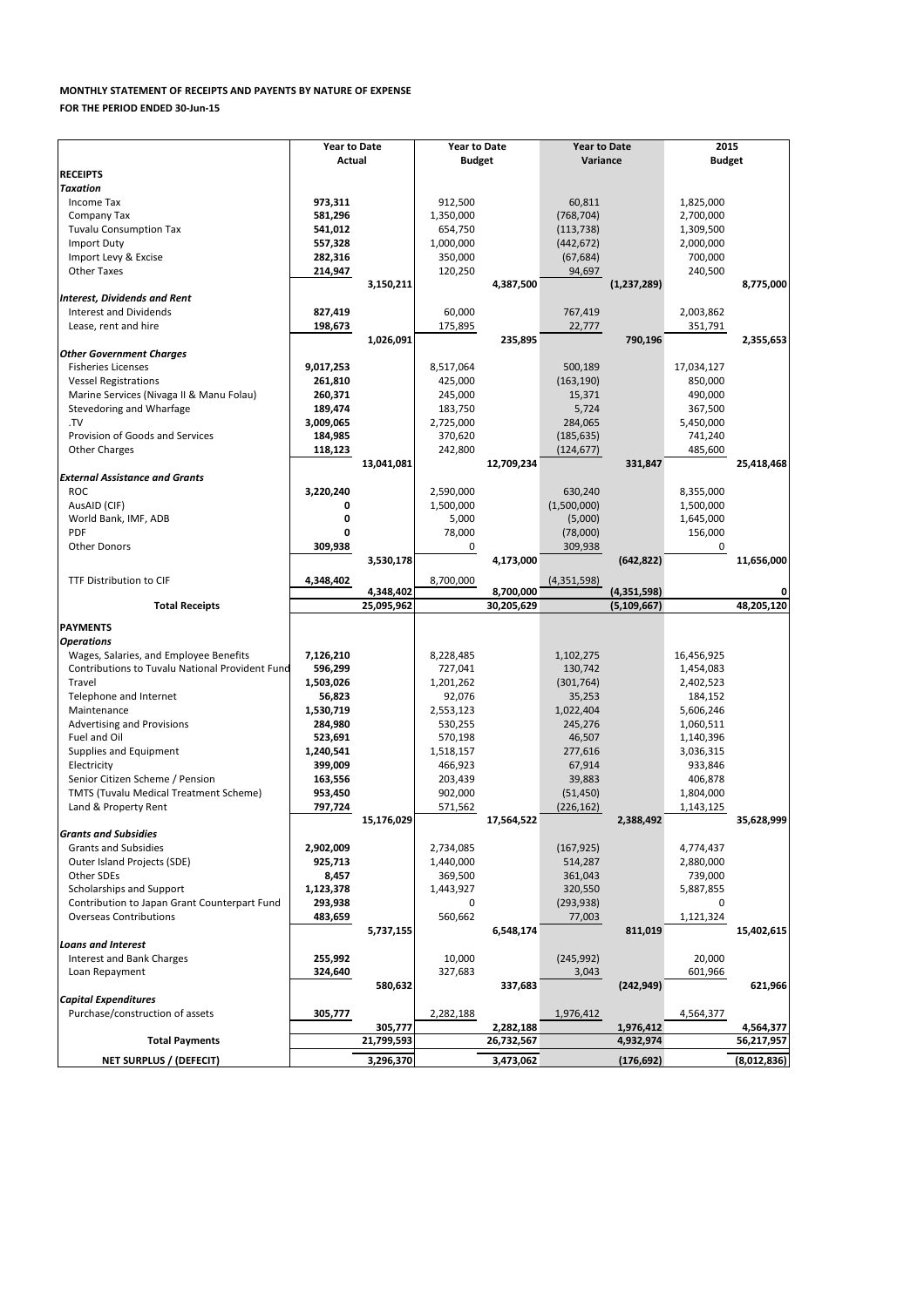**MONTHLY STATEMENT OF RECEIPTS AND PAYENTS BY NATURE OF EXPENSE**

**FOR THE PERIOD ENDED 30-Jun-15**

| | Year to Date Actual | | Year to Date Budget | | Year to Date Variance | | 2015 Budget | |
|---|---|---|---|---|---|---|---|---|
| **RECEIPTS** | | | | | | | | |
| ***Taxation*** | | | | | | | | |
| Income Tax | **973,311** | | 912,500 | | 60,811 | | 1,825,000 | |
| Company Tax | **581,296** | | 1,350,000 | | (768,704) | | 2,700,000 | |
| Tuvalu Consumption Tax | **541,012** | | 654,750 | | (113,738) | | 1,309,500 | |
| Import Duty | **557,328** | | 1,000,000 | | (442,672) | | 2,000,000 | |
| Import Levy & Excise | **282,316** | | 350,000 | | (67,684) | | 700,000 | |
| Other Taxes | **214,947** | | 120,250 | | 94,697 | | 240,500 | |
| | | **3,150,211** | | **4,387,500** | | **(1,237,289)** | | **8,775,000** |
| ***Interest, Dividends and Rent*** | | | | | | | | |
| Interest and Dividends | **827,419** | | 60,000 | | 767,419 | | 2,003,862 | |
| Lease, rent and hire | **198,673** | | 175,895 | | 22,777 | | 351,791 | |
| | | **1,026,091** | | **235,895** | | **790,196** | | **2,355,653** |
| ***Other Government Charges*** | | | | | | | | |
| Fisheries Licenses | **9,017,253** | | 8,517,064 | | 500,189 | | 17,034,127 | |
| Vessel Registrations | **261,810** | | 425,000 | | (163,190) | | 850,000 | |
| Marine Services (Nivaga II & Manu Folau) | **260,371** | | 245,000 | | 15,371 | | 490,000 | |
| Stevedoring and Wharfage | **189,474** | | 183,750 | | 5,724 | | 367,500 | |
| .TV | **3,009,065** | | 2,725,000 | | 284,065 | | 5,450,000 | |
| Provision of Goods and Services | **184,985** | | 370,620 | | (185,635) | | 741,240 | |
| Other Charges | **118,123** | | 242,800 | | (124,677) | | 485,600 | |
| | | **13,041,081** | | **12,709,234** | | **331,847** | | **25,418,468** |
| ***External Assistance and Grants*** | | | | | | | | |
| ROC | **3,220,240** | | 2,590,000 | | 630,240 | | 8,355,000 | |
| AusAID (CIF) | **0** | | 1,500,000 | | (1,500,000) | | 1,500,000 | |
| World Bank, IMF, ADB | **0** | | 5,000 | | (5,000) | | 1,645,000 | |
| PDF | **0** | | 78,000 | | (78,000) | | 156,000 | |
| Other Donors | **309,938** | | 0 | | 309,938 | | 0 | |
| | | **3,530,178** | | **4,173,000** | | **(642,822)** | | **11,656,000** |
| TTF Distribution to CIF | **4,348,402** | | 8,700,000 | | (4,351,598) | | | |
| | | **4,348,402** | | **8,700,000** | | **(4,351,598)** | | **0** |
| **Total Receipts** | | **25,095,962** | | **30,205,629** | | **(5,109,667)** | | **48,205,120** |
| **PAYMENTS** | | | | | | | | |
| ***Operations*** | | | | | | | | |
| Wages, Salaries, and Employee Benefits | **7,126,210** | | 8,228,485 | | 1,102,275 | | 16,456,925 | |
| Contributions to Tuvalu National Provident Fund | **596,299** | | 727,041 | | 130,742 | | 1,454,083 | |
| Travel | **1,503,026** | | 1,201,262 | | (301,764) | | 2,402,523 | |
| Telephone and Internet | **56,823** | | 92,076 | | 35,253 | | 184,152 | |
| Maintenance | **1,530,719** | | 2,553,123 | | 1,022,404 | | 5,606,246 | |
| Advertising and Provisions | **284,980** | | 530,255 | | 245,276 | | 1,060,511 | |
| Fuel and Oil | **523,691** | | 570,198 | | 46,507 | | 1,140,396 | |
| Supplies and Equipment | **1,240,541** | | 1,518,157 | | 277,616 | | 3,036,315 | |
| Electricity | **399,009** | | 466,923 | | 67,914 | | 933,846 | |
| Senior Citizen Scheme / Pension | **163,556** | | 203,439 | | 39,883 | | 406,878 | |
| TMTS (Tuvalu Medical Treatment Scheme) | **953,450** | | 902,000 | | (51,450) | | 1,804,000 | |
| Land & Property Rent | **797,724** | | 571,562 | | (226,162) | | 1,143,125 | |
| | | **15,176,029** | | **17,564,522** | | **2,388,492** | | **35,628,999** |
| ***Grants and Subsidies*** | | | | | | | | |
| Grants and Subsidies | **2,902,009** | | 2,734,085 | | (167,925) | | 4,774,437 | |
| Outer Island Projects (SDE) | **925,713** | | 1,440,000 | | 514,287 | | 2,880,000 | |
| Other SDEs | **8,457** | | 369,500 | | 361,043 | | 739,000 | |
| Scholarships and Support | **1,123,378** | | 1,443,927 | | 320,550 | | 5,887,855 | |
| Contribution to Japan Grant Counterpart Fund | **293,938** | | 0 | | (293,938) | | 0 | |
| Overseas Contributions | **483,659** | | 560,662 | | 77,003 | | 1,121,324 | |
| | | **5,737,155** | | **6,548,174** | | **811,019** | | **15,402,615** |
| ***Loans and Interest*** | | | | | | | | |
| Interest and Bank Charges | **255,992** | | 10,000 | | (245,992) | | 20,000 | |
| Loan Repayment | **324,640** | | 327,683 | | 3,043 | | 601,966 | |
| | | **580,632** | | **337,683** | | **(242,949)** | | **621,966** |
| ***Capital Expenditures*** | | | | | | | | |
| Purchase/construction of assets | **305,777** | | 2,282,188 | | 1,976,412 | | 4,564,377 | |
| | | **305,777** | | **2,282,188** | | **1,976,412** | | **4,564,377** |
| **Total Payments** | | **21,799,593** | | **26,732,567** | | **4,932,974** | | **56,217,957** |
| **NET SURPLUS / (DEFECIT)** | | **3,296,370** | | **3,473,062** | | **(176,692)** | | **(8,012,836)** |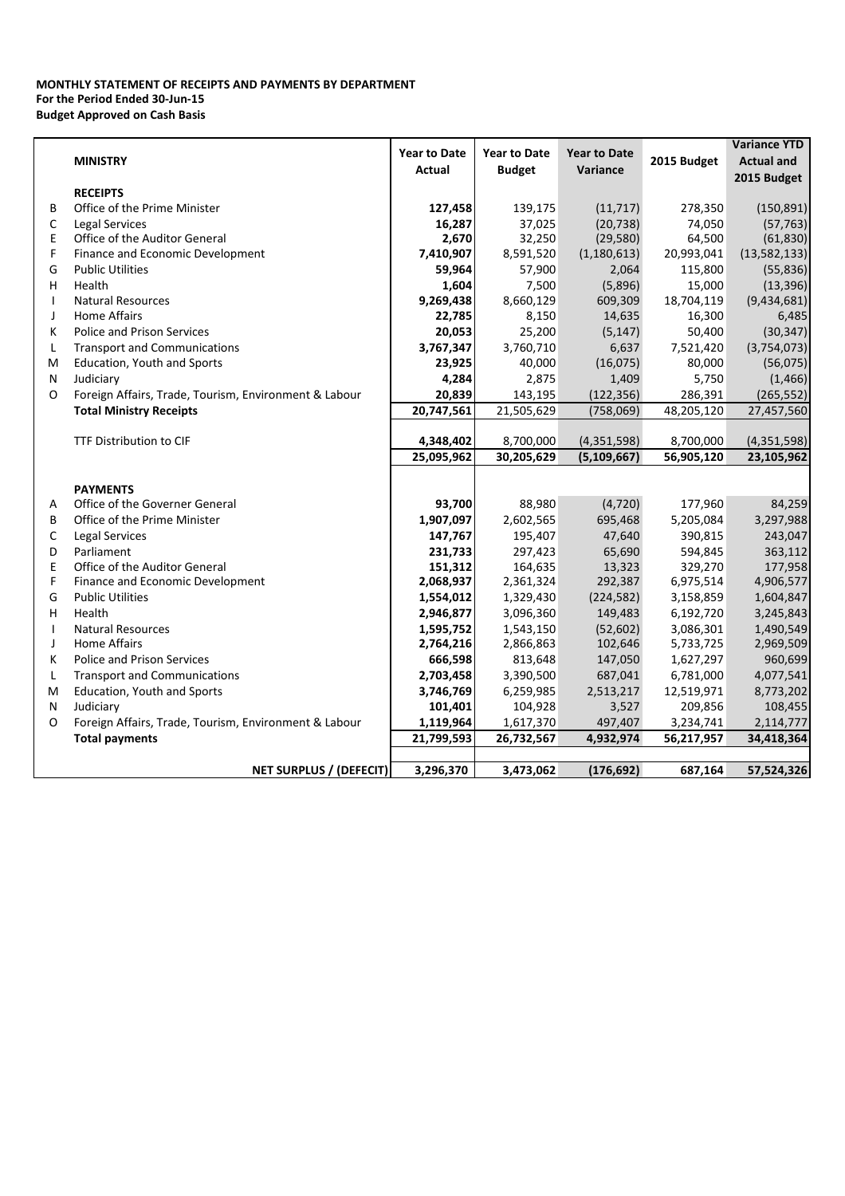**MONTHLY STATEMENT OF RECEIPTS AND PAYMENTS BY DEPARTMENT**
**For the Period Ended 30-Jun-15**
**Budget Approved on Cash Basis**

| | MINISTRY | Year to Date Actual | Year to Date Budget | Year to Date Variance | 2015 Budget | Variance YTD Actual and 2015 Budget |
|---|---|---|---|---|---|---|
| | **RECEIPTS** | | | | | |
| B | Office of the Prime Minister | **127,458** | 139,175 | (11,717) | 278,350 | (150,891) |
| C | Legal Services | **16,287** | 37,025 | (20,738) | 74,050 | (57,763) |
| E | Office of the Auditor General | **2,670** | 32,250 | (29,580) | 64,500 | (61,830) |
| F | Finance and Economic Development | **7,410,907** | 8,591,520 | (1,180,613) | 20,993,041 | (13,582,133) |
| G | Public Utilities | **59,964** | 57,900 | 2,064 | 115,800 | (55,836) |
| H | Health | **1,604** | 7,500 | (5,896) | 15,000 | (13,396) |
| I | Natural Resources | **9,269,438** | 8,660,129 | 609,309 | 18,704,119 | (9,434,681) |
| J | Home Affairs | **22,785** | 8,150 | 14,635 | 16,300 | 6,485 |
| K | Police and Prison Services | **20,053** | 25,200 | (5,147) | 50,400 | (30,347) |
| L | Transport and Communications | **3,767,347** | 3,760,710 | 6,637 | 7,521,420 | (3,754,073) |
| M | Education, Youth and Sports | **23,925** | 40,000 | (16,075) | 80,000 | (56,075) |
| N | Judiciary | **4,284** | 2,875 | 1,409 | 5,750 | (1,466) |
| O | Foreign Affairs, Trade, Tourism, Environment & Labour | **20,839** | 143,195 | (122,356) | 286,391 | (265,552) |
| | **Total Ministry Receipts** | **20,747,561** | 21,505,629 | (758,069) | 48,205,120 | 27,457,560 |
| | | | | | | |
| | TTF Distribution to CIF | **4,348,402** | 8,700,000 | (4,351,598) | 8,700,000 | (4,351,598) |
| | | **25,095,962** | **30,205,629** | **(5,109,667)** | **56,905,120** | **23,105,962** |
| | | | | | | |
| | **PAYMENTS** | | | | | |
| A | Office of the Governer General | **93,700** | 88,980 | (4,720) | 177,960 | 84,259 |
| B | Office of the Prime Minister | **1,907,097** | 2,602,565 | 695,468 | 5,205,084 | 3,297,988 |
| C | Legal Services | **147,767** | 195,407 | 47,640 | 390,815 | 243,047 |
| D | Parliament | **231,733** | 297,423 | 65,690 | 594,845 | 363,112 |
| E | Office of the Auditor General | **151,312** | 164,635 | 13,323 | 329,270 | 177,958 |
| F | Finance and Economic Development | **2,068,937** | 2,361,324 | 292,387 | 6,975,514 | 4,906,577 |
| G | Public Utilities | **1,554,012** | 1,329,430 | (224,582) | 3,158,859 | 1,604,847 |
| H | Health | **2,946,877** | 3,096,360 | 149,483 | 6,192,720 | 3,245,843 |
| I | Natural Resources | **1,595,752** | 1,543,150 | (52,602) | 3,086,301 | 1,490,549 |
| J | Home Affairs | **2,764,216** | 2,866,863 | 102,646 | 5,733,725 | 2,969,509 |
| K | Police and Prison Services | **666,598** | 813,648 | 147,050 | 1,627,297 | 960,699 |
| L | Transport and Communications | **2,703,458** | 3,390,500 | 687,041 | 6,781,000 | 4,077,541 |
| M | Education, Youth and Sports | **3,746,769** | 6,259,985 | 2,513,217 | 12,519,971 | 8,773,202 |
| N | Judiciary | **101,401** | 104,928 | 3,527 | 209,856 | 108,455 |
| O | Foreign Affairs, Trade, Tourism, Environment & Labour | **1,119,964** | 1,617,370 | 497,407 | 3,234,741 | 2,114,777 |
| | **Total payments** | **21,799,593** | **26,732,567** | **4,932,974** | **56,217,957** | **34,418,364** |
| | | | | | | |
| | **NET SURPLUS / (DEFECIT)** | **3,296,370** | **3,473,062** | **(176,692)** | **687,164** | **57,524,326** |